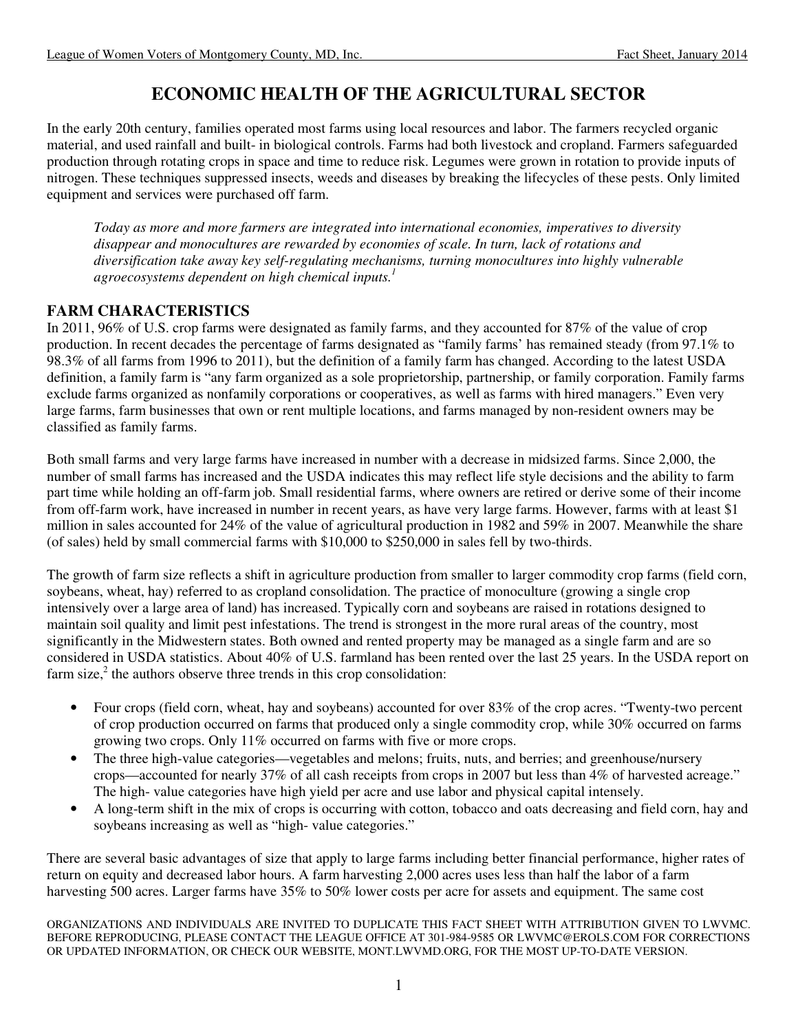# ECONOMIC HEALTH OF THE AGRICULTURAL SECTOR

In the early 20th century, families operated most farms using local resources and labor. The farmers recycled organic material, and used rainfall and built- in biological controls. Farms had both livestock and cropland. Farmers safeguarded production through rotating crops in space and time to reduce risk. Legumes were grown in rotation to provide inputs of nitrogen. These techniques suppressed insects, weeds and diseases by breaking the lifecycles of these pests. Only limited equipment and services were purchased off farm.

> *Today as more and more farmers are integrated into international economies, imperatives to diversity disappear and monocultures are rewarded by economies of scale. In turn, lack of rotations and diversification take away key self-regulating mechanisms, turning monocultures into highly vulnerable agroecosystems dependent on high chemical inputs.*[1]

## FARM CHARACTERISTICS

In 2011, 96% of U.S. crop farms were designated as family farms, and they accounted for 87% of the value of crop production. In recent decades the percentage of farms designated as "family farms' has remained steady (from 97.1% to 98.3% of all farms from 1996 to 2011), but the definition of a family farm has changed. According to the latest USDA definition, a family farm is "any farm organized as a sole proprietorship, partnership, or family corporation. Family farms exclude farms organized as nonfamily corporations or cooperatives, as well as farms with hired managers." Even very large farms, farm businesses that own or rent multiple locations, and farms managed by non-resident owners may be classified as family farms.

Both small farms and very large farms have increased in number with a decrease in midsized farms. Since 2,000, the number of small farms has increased and the USDA indicates this may reflect life style decisions and the ability to farm part time while holding an off-farm job. Small residential farms, where owners are retired or derive some of their income from off-farm work, have increased in number in recent years, as have very large farms. However, farms with at least $1 million in sales accounted for 24% of the value of agricultural production in 1982 and 59% in 2007. Meanwhile the share (of sales) held by small commercial farms with $10,000 to $250,000 in sales fell by two-thirds.

The growth of farm size reflects a shift in agriculture production from smaller to larger commodity crop farms (field corn, soybeans, wheat, hay) referred to as cropland consolidation. The practice of monoculture (growing a single crop intensively over a large area of land) has increased. Typically corn and soybeans are raised in rotations designed to maintain soil quality and limit pest infestations. The trend is strongest in the more rural areas of the country, most significantly in the Midwestern states. Both owned and rented property may be managed as a single farm and are so considered in USDA statistics. About 40% of U.S. farmland has been rented over the last 25 years. In the USDA report on farm size,[2] the authors observe three trends in this crop consolidation:

- Four crops (field corn, wheat, hay and soybeans) accounted for over 83% of the crop acres. "Twenty-two percent of crop production occurred on farms that produced only a single commodity crop, while 30% occurred on farms growing two crops. Only 11% occurred on farms with five or more crops.
- The three high-value categories—vegetables and melons; fruits, nuts, and berries; and greenhouse/nursery crops—accounted for nearly 37% of all cash receipts from crops in 2007 but less than 4% of harvested acreage." The high- value categories have high yield per acre and use labor and physical capital intensely.
- A long-term shift in the mix of crops is occurring with cotton, tobacco and oats decreasing and field corn, hay and soybeans increasing as well as "high- value categories."

There are several basic advantages of size that apply to large farms including better financial performance, higher rates of return on equity and decreased labor hours. A farm harvesting 2,000 acres uses less than half the labor of a farm harvesting 500 acres. Larger farms have 35% to 50% lower costs per acre for assets and equipment. The same cost

ORGANIZATIONS AND INDIVIDUALS ARE INVITED TO DUPLICATE THIS FACT SHEET WITH ATTRIBUTION GIVEN TO LWVMC. BEFORE REPRODUCING, PLEASE CONTACT THE LEAGUE OFFICE AT 301-984-9585 OR LWVMC@EROLS.COM FOR CORRECTIONS OR UPDATED INFORMATION, OR CHECK OUR WEBSITE, MONT.LWVMD.ORG, FOR THE MOST UP-TO-DATE VERSION.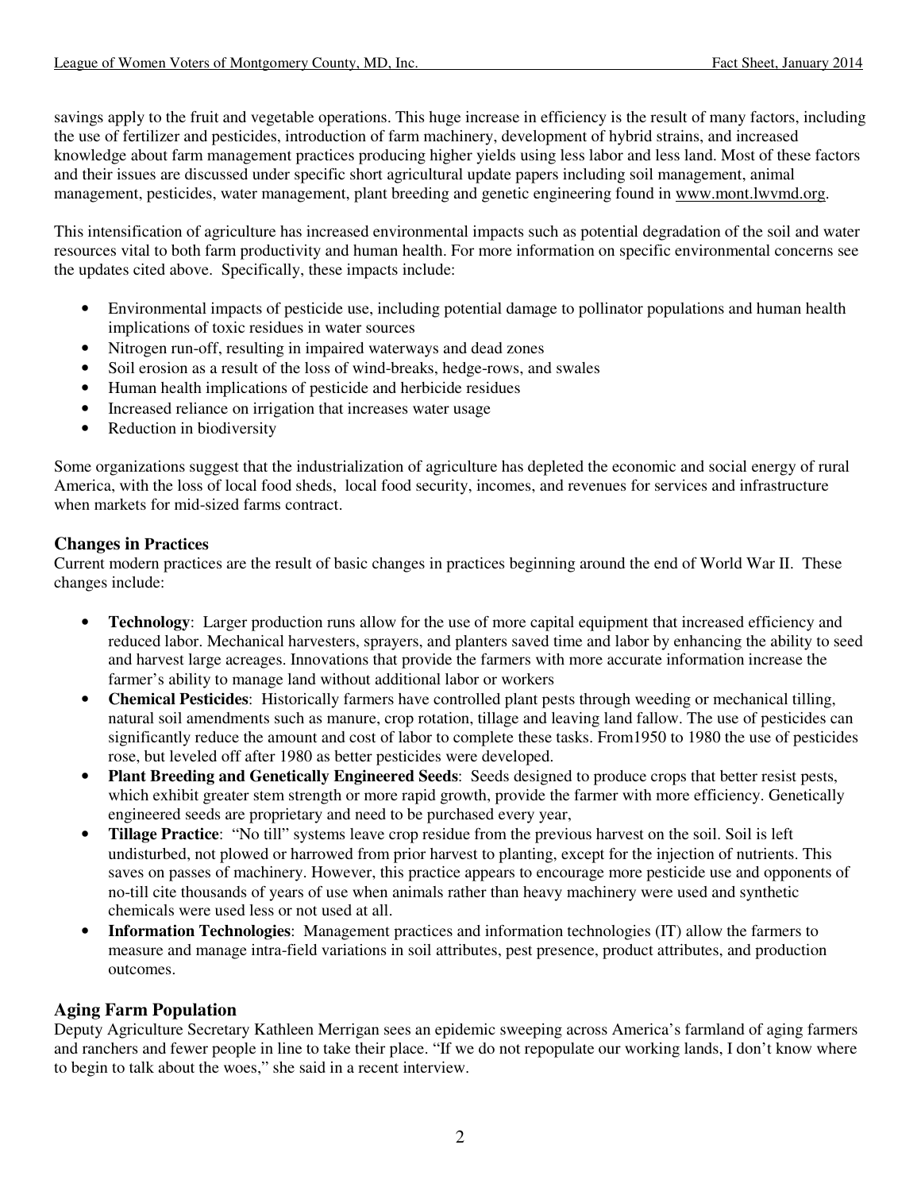savings apply to the fruit and vegetable operations. This huge increase in efficiency is the result of many factors, including the use of fertilizer and pesticides, introduction of farm machinery, development of hybrid strains, and increased knowledge about farm management practices producing higher yields using less labor and less land. Most of these factors and their issues are discussed under specific short agricultural update papers including soil management, animal management, pesticides, water management, plant breeding and genetic engineering found in www.mont.lwvmd.org.

This intensification of agriculture has increased environmental impacts such as potential degradation of the soil and water resources vital to both farm productivity and human health. For more information on specific environmental concerns see the updates cited above. Specifically, these impacts include:

- Environmental impacts of pesticide use, including potential damage to pollinator populations and human health implications of toxic residues in water sources
- Nitrogen run-off, resulting in impaired waterways and dead zones
- Soil erosion as a result of the loss of wind-breaks, hedge-rows, and swales
- Human health implications of pesticide and herbicide residues
- Increased reliance on irrigation that increases water usage
- Reduction in biodiversity

Some organizations suggest that the industrialization of agriculture has depleted the economic and social energy of rural America, with the loss of local food sheds, local food security, incomes, and revenues for services and infrastructure when markets for mid-sized farms contract.

### Changes in Practices

Current modern practices are the result of basic changes in practices beginning around the end of World War II. These changes include:

- **Technology**: Larger production runs allow for the use of more capital equipment that increased efficiency and reduced labor. Mechanical harvesters, sprayers, and planters saved time and labor by enhancing the ability to seed and harvest large acreages. Innovations that provide the farmers with more accurate information increase the farmer's ability to manage land without additional labor or workers
- **Chemical Pesticides**: Historically farmers have controlled plant pests through weeding or mechanical tilling, natural soil amendments such as manure, crop rotation, tillage and leaving land fallow. The use of pesticides can significantly reduce the amount and cost of labor to complete these tasks. From1950 to 1980 the use of pesticides rose, but leveled off after 1980 as better pesticides were developed.
- **Plant Breeding and Genetically Engineered Seeds**: Seeds designed to produce crops that better resist pests, which exhibit greater stem strength or more rapid growth, provide the farmer with more efficiency. Genetically engineered seeds are proprietary and need to be purchased every year,
- **Tillage Practice**: "No till" systems leave crop residue from the previous harvest on the soil. Soil is left undisturbed, not plowed or harrowed from prior harvest to planting, except for the injection of nutrients. This saves on passes of machinery. However, this practice appears to encourage more pesticide use and opponents of no-till cite thousands of years of use when animals rather than heavy machinery were used and synthetic chemicals were used less or not used at all.
- **Information Technologies**: Management practices and information technologies (IT) allow the farmers to measure and manage intra-field variations in soil attributes, pest presence, product attributes, and production outcomes.

### Aging Farm Population

Deputy Agriculture Secretary Kathleen Merrigan sees an epidemic sweeping across America's farmland of aging farmers and ranchers and fewer people in line to take their place. "If we do not repopulate our working lands, I don't know where to begin to talk about the woes," she said in a recent interview.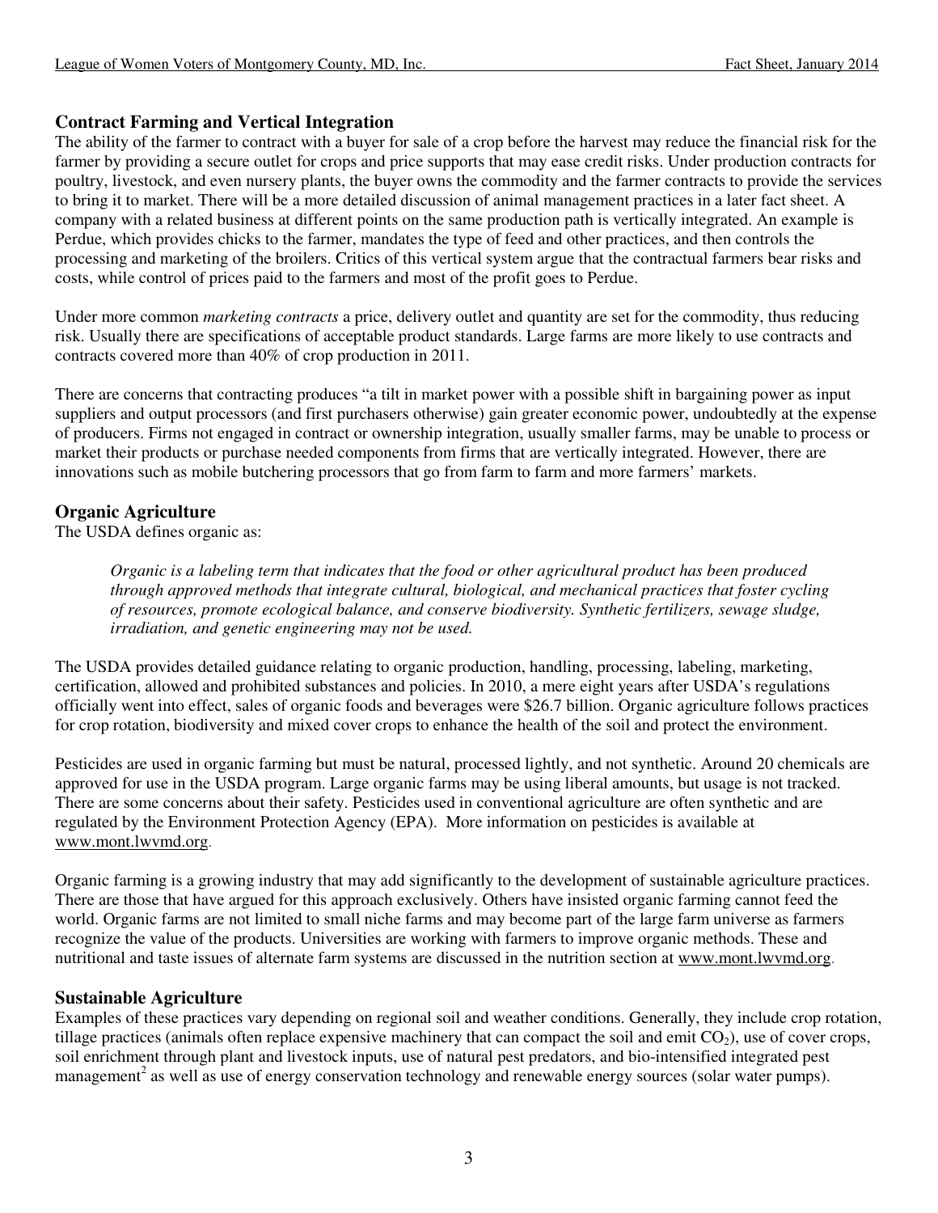## Contract Farming and Vertical Integration

The ability of the farmer to contract with a buyer for sale of a crop before the harvest may reduce the financial risk for the farmer by providing a secure outlet for crops and price supports that may ease credit risks. Under production contracts for poultry, livestock, and even nursery plants, the buyer owns the commodity and the farmer contracts to provide the services to bring it to market. There will be a more detailed discussion of animal management practices in a later fact sheet. A company with a related business at different points on the same production path is vertically integrated. An example is Perdue, which provides chicks to the farmer, mandates the type of feed and other practices, and then controls the processing and marketing of the broilers. Critics of this vertical system argue that the contractual farmers bear risks and costs, while control of prices paid to the farmers and most of the profit goes to Perdue.

Under more common *marketing contracts* a price, delivery outlet and quantity are set for the commodity, thus reducing risk. Usually there are specifications of acceptable product standards. Large farms are more likely to use contracts and contracts covered more than 40% of crop production in 2011.

There are concerns that contracting produces "a tilt in market power with a possible shift in bargaining power as input suppliers and output processors (and first purchasers otherwise) gain greater economic power, undoubtedly at the expense of producers. Firms not engaged in contract or ownership integration, usually smaller farms, may be unable to process or market their products or purchase needed components from firms that are vertically integrated. However, there are innovations such as mobile butchering processors that go from farm to farm and more farmers' markets.

## Organic Agriculture

The USDA defines organic as:

> *Organic is a labeling term that indicates that the food or other agricultural product has been produced through approved methods that integrate cultural, biological, and mechanical practices that foster cycling of resources, promote ecological balance, and conserve biodiversity. Synthetic fertilizers, sewage sludge, irradiation, and genetic engineering may not be used.*

The USDA provides detailed guidance relating to organic production, handling, processing, labeling, marketing, certification, allowed and prohibited substances and policies. In 2010, a mere eight years after USDA's regulations officially went into effect, sales of organic foods and beverages were $26.7 billion. Organic agriculture follows practices for crop rotation, biodiversity and mixed cover crops to enhance the health of the soil and protect the environment.

Pesticides are used in organic farming but must be natural, processed lightly, and not synthetic. Around 20 chemicals are approved for use in the USDA program. Large organic farms may be using liberal amounts, but usage is not tracked. There are some concerns about their safety. Pesticides used in conventional agriculture are often synthetic and are regulated by the Environment Protection Agency (EPA). More information on pesticides is available at www.mont.lwvmd.org.

Organic farming is a growing industry that may add significantly to the development of sustainable agriculture practices. There are those that have argued for this approach exclusively. Others have insisted organic farming cannot feed the world. Organic farms are not limited to small niche farms and may become part of the large farm universe as farmers recognize the value of the products. Universities are working with farmers to improve organic methods. These and nutritional and taste issues of alternate farm systems are discussed in the nutrition section at www.mont.lwvmd.org.

## Sustainable Agriculture

Examples of these practices vary depending on regional soil and weather conditions. Generally, they include crop rotation, tillage practices (animals often replace expensive machinery that can compact the soil and emit $CO_2$), use of cover crops, soil enrichment through plant and livestock inputs, use of natural pest predators, and bio-intensified integrated pest management[2] as well as use of energy conservation technology and renewable energy sources (solar water pumps).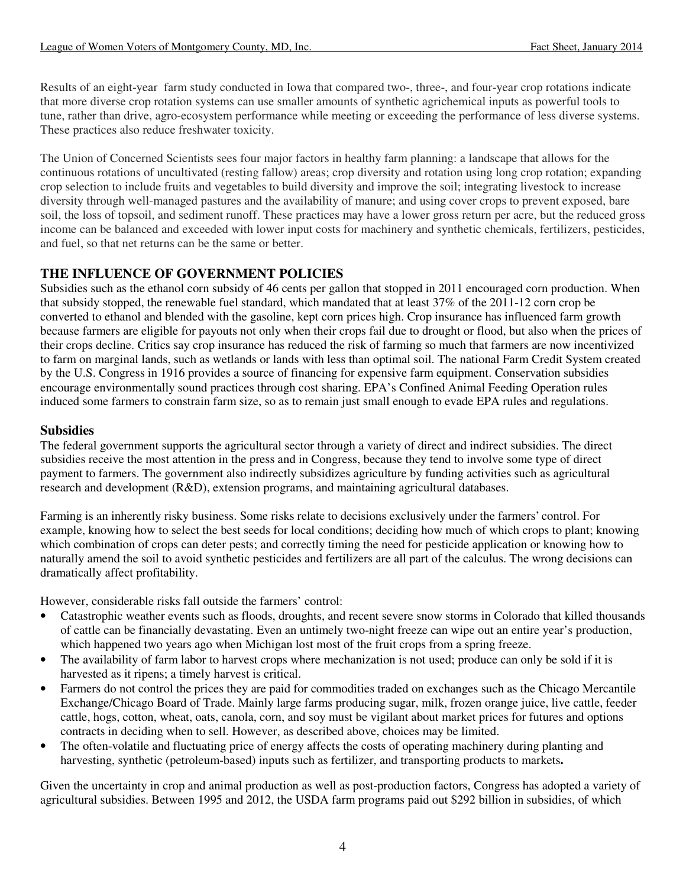Results of an eight-year farm study conducted in Iowa that compared two-, three-, and four-year crop rotations indicate that more diverse crop rotation systems can use smaller amounts of synthetic agrichemical inputs as powerful tools to tune, rather than drive, agro-ecosystem performance while meeting or exceeding the performance of less diverse systems. These practices also reduce freshwater toxicity.

The Union of Concerned Scientists sees four major factors in healthy farm planning: a landscape that allows for the continuous rotations of uncultivated (resting fallow) areas; crop diversity and rotation using long crop rotation; expanding crop selection to include fruits and vegetables to build diversity and improve the soil; integrating livestock to increase diversity through well-managed pastures and the availability of manure; and using cover crops to prevent exposed, bare soil, the loss of topsoil, and sediment runoff. These practices may have a lower gross return per acre, but the reduced gross income can be balanced and exceeded with lower input costs for machinery and synthetic chemicals, fertilizers, pesticides, and fuel, so that net returns can be the same or better.

## THE INFLUENCE OF GOVERNMENT POLICIES

Subsidies such as the ethanol corn subsidy of 46 cents per gallon that stopped in 2011 encouraged corn production. When that subsidy stopped, the renewable fuel standard, which mandated that at least 37% of the 2011-12 corn crop be converted to ethanol and blended with the gasoline, kept corn prices high. Crop insurance has influenced farm growth because farmers are eligible for payouts not only when their crops fail due to drought or flood, but also when the prices of their crops decline. Critics say crop insurance has reduced the risk of farming so much that farmers are now incentivized to farm on marginal lands, such as wetlands or lands with less than optimal soil. The national Farm Credit System created by the U.S. Congress in 1916 provides a source of financing for expensive farm equipment. Conservation subsidies encourage environmentally sound practices through cost sharing. EPA's Confined Animal Feeding Operation rules induced some farmers to constrain farm size, so as to remain just small enough to evade EPA rules and regulations.

### Subsidies

The federal government supports the agricultural sector through a variety of direct and indirect subsidies. The direct subsidies receive the most attention in the press and in Congress, because they tend to involve some type of direct payment to farmers. The government also indirectly subsidizes agriculture by funding activities such as agricultural research and development (R&D), extension programs, and maintaining agricultural databases.

Farming is an inherently risky business. Some risks relate to decisions exclusively under the farmers' control. For example, knowing how to select the best seeds for local conditions; deciding how much of which crops to plant; knowing which combination of crops can deter pests; and correctly timing the need for pesticide application or knowing how to naturally amend the soil to avoid synthetic pesticides and fertilizers are all part of the calculus. The wrong decisions can dramatically affect profitability.

However, considerable risks fall outside the farmers' control:

- Catastrophic weather events such as floods, droughts, and recent severe snow storms in Colorado that killed thousands of cattle can be financially devastating. Even an untimely two-night freeze can wipe out an entire year's production, which happened two years ago when Michigan lost most of the fruit crops from a spring freeze.
- The availability of farm labor to harvest crops where mechanization is not used; produce can only be sold if it is harvested as it ripens; a timely harvest is critical.
- Farmers do not control the prices they are paid for commodities traded on exchanges such as the Chicago Mercantile Exchange/Chicago Board of Trade. Mainly large farms producing sugar, milk, frozen orange juice, live cattle, feeder cattle, hogs, cotton, wheat, oats, canola, corn, and soy must be vigilant about market prices for futures and options contracts in deciding when to sell. However, as described above, choices may be limited.
- The often-volatile and fluctuating price of energy affects the costs of operating machinery during planting and harvesting, synthetic (petroleum-based) inputs such as fertilizer, and transporting products to markets**.**

Given the uncertainty in crop and animal production as well as post-production factors, Congress has adopted a variety of agricultural subsidies. Between 1995 and 2012, the USDA farm programs paid out $292 billion in subsidies, of which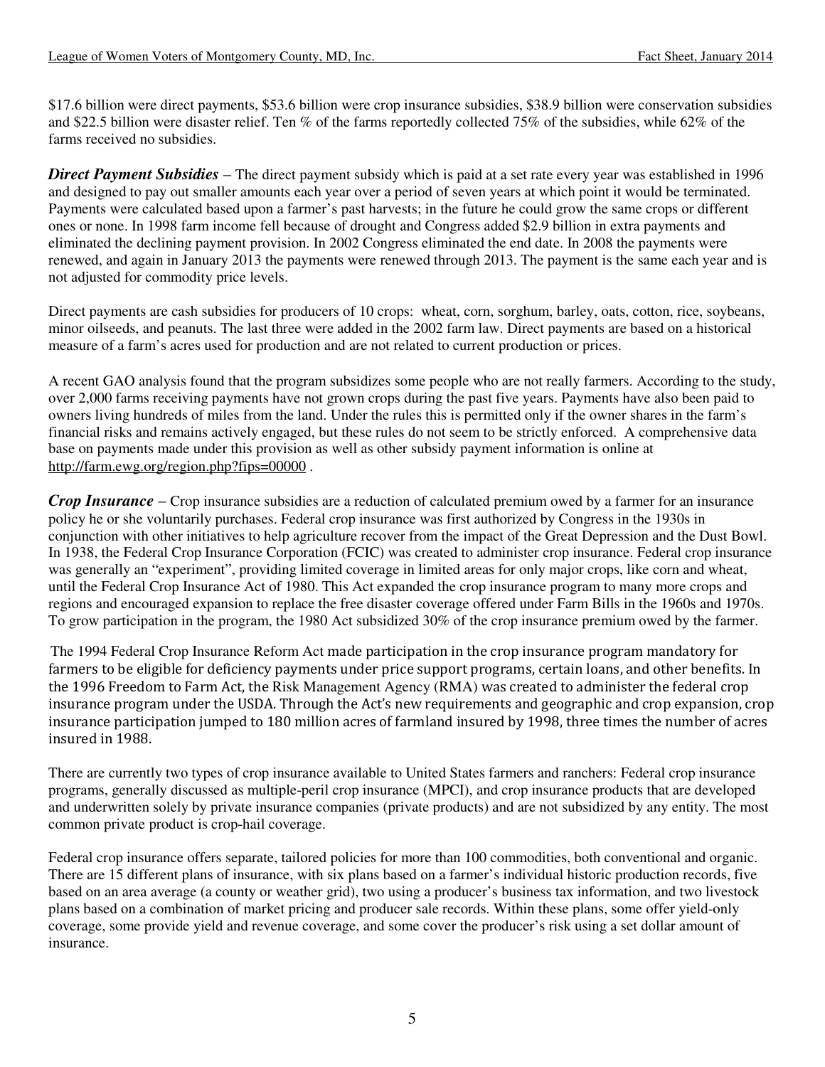$17.6 billion were direct payments, $53.6 billion were crop insurance subsidies, $38.9 billion were conservation subsidies and $22.5 billion were disaster relief. Ten % of the farms reportedly collected 75% of the subsidies, while 62% of the farms received no subsidies.

***Direct Payment Subsidies*** – The direct payment subsidy which is paid at a set rate every year was established in 1996 and designed to pay out smaller amounts each year over a period of seven years at which point it would be terminated. Payments were calculated based upon a farmer's past harvests; in the future he could grow the same crops or different ones or none. In 1998 farm income fell because of drought and Congress added $2.9 billion in extra payments and eliminated the declining payment provision. In 2002 Congress eliminated the end date. In 2008 the payments were renewed, and again in January 2013 the payments were renewed through 2013. The payment is the same each year and is not adjusted for commodity price levels.

Direct payments are cash subsidies for producers of 10 crops: wheat, corn, sorghum, barley, oats, cotton, rice, soybeans, minor oilseeds, and peanuts. The last three were added in the 2002 farm law. Direct payments are based on a historical measure of a farm's acres used for production and are not related to current production or prices.

A recent GAO analysis found that the program subsidizes some people who are not really farmers. According to the study, over 2,000 farms receiving payments have not grown crops during the past five years. Payments have also been paid to owners living hundreds of miles from the land. Under the rules this is permitted only if the owner shares in the farm's financial risks and remains actively engaged, but these rules do not seem to be strictly enforced. A comprehensive data base on payments made under this provision as well as other subsidy payment information is online at http://farm.ewg.org/region.php?fips=00000 .

***Crop Insurance*** – Crop insurance subsidies are a reduction of calculated premium owed by a farmer for an insurance policy he or she voluntarily purchases. Federal crop insurance was first authorized by Congress in the 1930s in conjunction with other initiatives to help agriculture recover from the impact of the Great Depression and the Dust Bowl. In 1938, the Federal Crop Insurance Corporation (FCIC) was created to administer crop insurance. Federal crop insurance was generally an "experiment", providing limited coverage in limited areas for only major crops, like corn and wheat, until the Federal Crop Insurance Act of 1980. This Act expanded the crop insurance program to many more crops and regions and encouraged expansion to replace the free disaster coverage offered under Farm Bills in the 1960s and 1970s. To grow participation in the program, the 1980 Act subsidized 30% of the crop insurance premium owed by the farmer.

The 1994 Federal Crop Insurance Reform Act made participation in the crop insurance program mandatory for farmers to be eligible for deficiency payments under price support programs, certain loans, and other benefits. In the 1996 Freedom to Farm Act, the Risk Management Agency (RMA) was created to administer the federal crop insurance program under the USDA. Through the Act's new requirements and geographic and crop expansion, crop insurance participation jumped to 180 million acres of farmland insured by 1998, three times the number of acres insured in 1988.

There are currently two types of crop insurance available to United States farmers and ranchers: Federal crop insurance programs, generally discussed as multiple-peril crop insurance (MPCI), and crop insurance products that are developed and underwritten solely by private insurance companies (private products) and are not subsidized by any entity. The most common private product is crop-hail coverage.

Federal crop insurance offers separate, tailored policies for more than 100 commodities, both conventional and organic. There are 15 different plans of insurance, with six plans based on a farmer's individual historic production records, five based on an area average (a county or weather grid), two using a producer's business tax information, and two livestock plans based on a combination of market pricing and producer sale records. Within these plans, some offer yield-only coverage, some provide yield and revenue coverage, and some cover the producer's risk using a set dollar amount of insurance.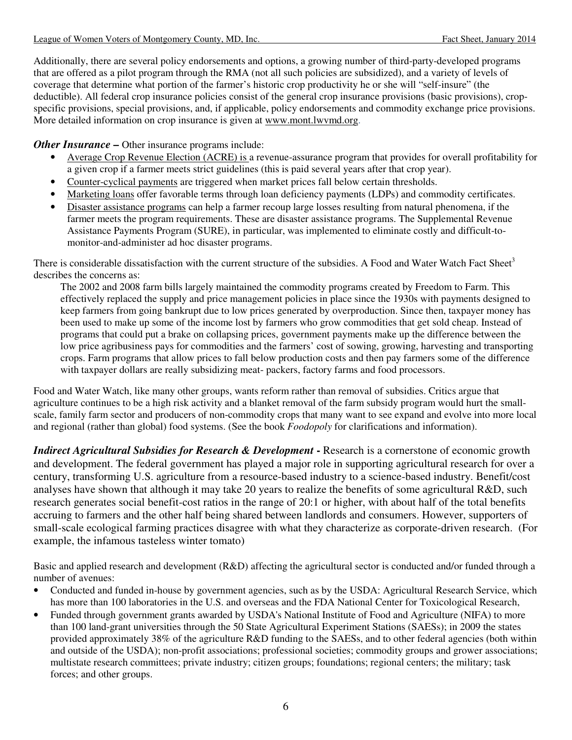Additionally, there are several policy endorsements and options, a growing number of third-party-developed programs that are offered as a pilot program through the RMA (not all such policies are subsidized), and a variety of levels of coverage that determine what portion of the farmer's historic crop productivity he or she will "self-insure" (the deductible). All federal crop insurance policies consist of the general crop insurance provisions (basic provisions), crop-specific provisions, special provisions, and, if applicable, policy endorsements and commodity exchange price provisions. More detailed information on crop insurance is given at www.mont.lwvmd.org.

***Other Insurance*** **–** Other insurance programs include:

- Average Crop Revenue Election (ACRE) is a revenue-assurance program that provides for overall profitability for a given crop if a farmer meets strict guidelines (this is paid several years after that crop year).
- Counter-cyclical payments are triggered when market prices fall below certain thresholds.
- Marketing loans offer favorable terms through loan deficiency payments (LDPs) and commodity certificates.
- Disaster assistance programs can help a farmer recoup large losses resulting from natural phenomena, if the farmer meets the program requirements. These are disaster assistance programs. The Supplemental Revenue Assistance Payments Program (SURE), in particular, was implemented to eliminate costly and difficult-to-monitor-and-administer ad hoc disaster programs.

There is considerable dissatisfaction with the current structure of the subsidies. A Food and Water Watch Fact Sheet[3] describes the concerns as:

> The 2002 and 2008 farm bills largely maintained the commodity programs created by Freedom to Farm. This effectively replaced the supply and price management policies in place since the 1930s with payments designed to keep farmers from going bankrupt due to low prices generated by overproduction. Since then, taxpayer money has been used to make up some of the income lost by farmers who grow commodities that get sold cheap. Instead of programs that could put a brake on collapsing prices, government payments make up the difference between the low price agribusiness pays for commodities and the farmers' cost of sowing, growing, harvesting and transporting crops. Farm programs that allow prices to fall below production costs and then pay farmers some of the difference with taxpayer dollars are really subsidizing meat- packers, factory farms and food processors.

Food and Water Watch, like many other groups, wants reform rather than removal of subsidies. Critics argue that agriculture continues to be a high risk activity and a blanket removal of the farm subsidy program would hurt the small-scale, family farm sector and producers of non-commodity crops that many want to see expand and evolve into more local and regional (rather than global) food systems. (See the book *Foodopoly* for clarifications and information).

***Indirect Agricultural Subsidies for Research & Development*** **-** Research is a cornerstone of economic growth and development. The federal government has played a major role in supporting agricultural research for over a century, transforming U.S. agriculture from a resource-based industry to a science-based industry. Benefit/cost analyses have shown that although it may take 20 years to realize the benefits of some agricultural R&D, such research generates social benefit-cost ratios in the range of 20:1 or higher, with about half of the total benefits accruing to farmers and the other half being shared between landlords and consumers. However, supporters of small-scale ecological farming practices disagree with what they characterize as corporate-driven research. (For example, the infamous tasteless winter tomato)

Basic and applied research and development (R&D) affecting the agricultural sector is conducted and/or funded through a number of avenues:

- Conducted and funded in-house by government agencies, such as by the USDA: Agricultural Research Service, which has more than 100 laboratories in the U.S. and overseas and the FDA National Center for Toxicological Research,
- Funded through government grants awarded by USDA's National Institute of Food and Agriculture (NIFA) to more than 100 land-grant universities through the 50 State Agricultural Experiment Stations (SAESs); in 2009 the states provided approximately 38% of the agriculture R&D funding to the SAESs, and to other federal agencies (both within and outside of the USDA); non-profit associations; professional societies; commodity groups and grower associations; multistate research committees; private industry; citizen groups; foundations; regional centers; the military; task forces; and other groups.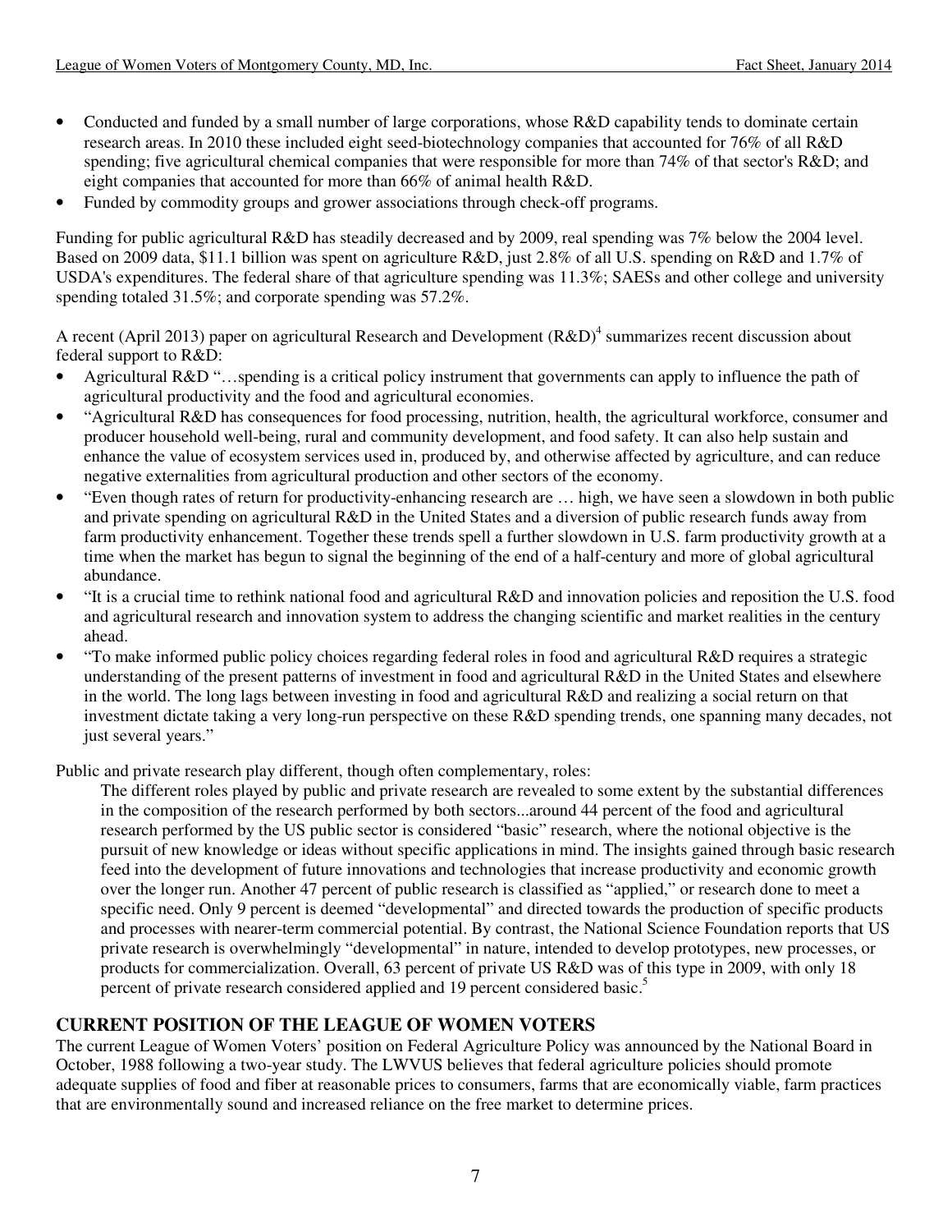- Conducted and funded by a small number of large corporations, whose R&D capability tends to dominate certain research areas. In 2010 these included eight seed-biotechnology companies that accounted for 76% of all R&D spending; five agricultural chemical companies that were responsible for more than 74% of that sector's R&D; and eight companies that accounted for more than 66% of animal health R&D.
- Funded by commodity groups and grower associations through check-off programs.

Funding for public agricultural R&D has steadily decreased and by 2009, real spending was 7% below the 2004 level. Based on 2009 data, $11.1 billion was spent on agriculture R&D, just 2.8% of all U.S. spending on R&D and 1.7% of USDA's expenditures. The federal share of that agriculture spending was 11.3%; SAESs and other college and university spending totaled 31.5%; and corporate spending was 57.2%.

A recent (April 2013) paper on agricultural Research and Development (R&D)[4] summarizes recent discussion about federal support to R&D:

- Agricultural R&D "…spending is a critical policy instrument that governments can apply to influence the path of agricultural productivity and the food and agricultural economies.
- "Agricultural R&D has consequences for food processing, nutrition, health, the agricultural workforce, consumer and producer household well-being, rural and community development, and food safety. It can also help sustain and enhance the value of ecosystem services used in, produced by, and otherwise affected by agriculture, and can reduce negative externalities from agricultural production and other sectors of the economy.
- "Even though rates of return for productivity-enhancing research are … high, we have seen a slowdown in both public and private spending on agricultural R&D in the United States and a diversion of public research funds away from farm productivity enhancement. Together these trends spell a further slowdown in U.S. farm productivity growth at a time when the market has begun to signal the beginning of the end of a half-century and more of global agricultural abundance.
- "It is a crucial time to rethink national food and agricultural R&D and innovation policies and reposition the U.S. food and agricultural research and innovation system to address the changing scientific and market realities in the century ahead.
- "To make informed public policy choices regarding federal roles in food and agricultural R&D requires a strategic understanding of the present patterns of investment in food and agricultural R&D in the United States and elsewhere in the world. The long lags between investing in food and agricultural R&D and realizing a social return on that investment dictate taking a very long-run perspective on these R&D spending trends, one spanning many decades, not just several years."

Public and private research play different, though often complementary, roles:

> The different roles played by public and private research are revealed to some extent by the substantial differences in the composition of the research performed by both sectors...around 44 percent of the food and agricultural research performed by the US public sector is considered "basic" research, where the notional objective is the pursuit of new knowledge or ideas without specific applications in mind. The insights gained through basic research feed into the development of future innovations and technologies that increase productivity and economic growth over the longer run. Another 47 percent of public research is classified as "applied," or research done to meet a specific need. Only 9 percent is deemed "developmental" and directed towards the production of specific products and processes with nearer-term commercial potential. By contrast, the National Science Foundation reports that US private research is overwhelmingly "developmental" in nature, intended to develop prototypes, new processes, or products for commercialization. Overall, 63 percent of private US R&D was of this type in 2009, with only 18 percent of private research considered applied and 19 percent considered basic.[5]

## CURRENT POSITION OF THE LEAGUE OF WOMEN VOTERS

The current League of Women Voters' position on Federal Agriculture Policy was announced by the National Board in October, 1988 following a two-year study. The LWVUS believes that federal agriculture policies should promote adequate supplies of food and fiber at reasonable prices to consumers, farms that are economically viable, farm practices that are environmentally sound and increased reliance on the free market to determine prices.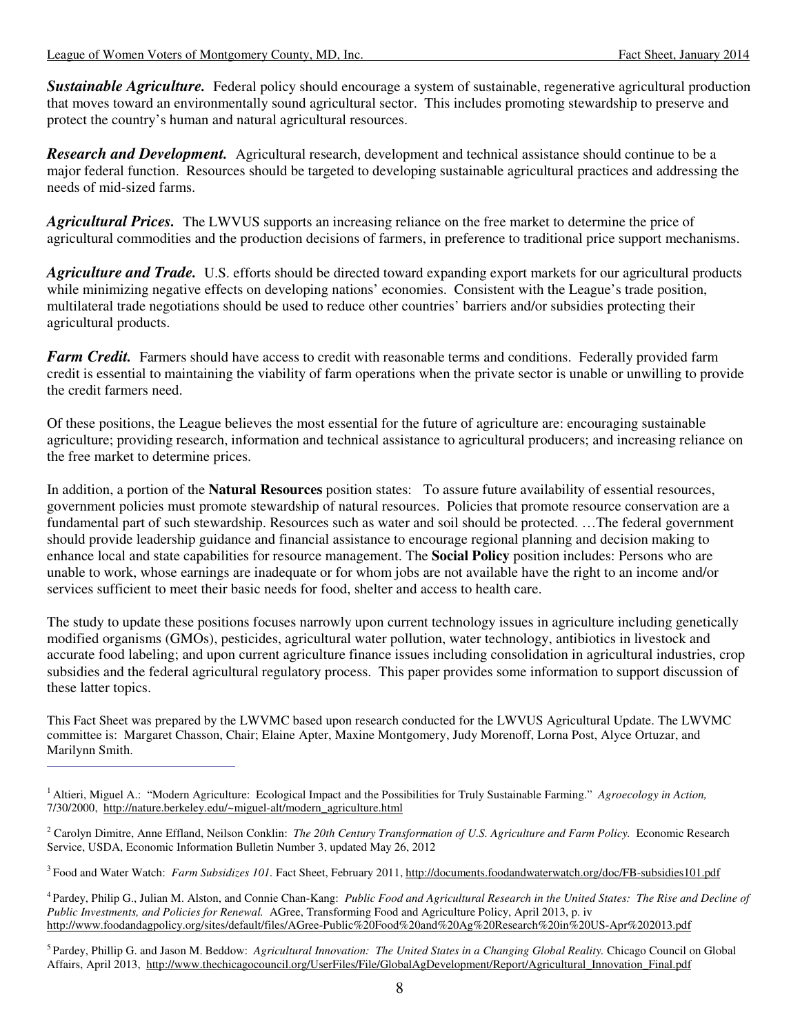***Sustainable Agriculture.*** Federal policy should encourage a system of sustainable, regenerative agricultural production that moves toward an environmentally sound agricultural sector. This includes promoting stewardship to preserve and protect the country's human and natural agricultural resources.

***Research and Development.*** Agricultural research, development and technical assistance should continue to be a major federal function. Resources should be targeted to developing sustainable agricultural practices and addressing the needs of mid-sized farms.

***Agricultural Prices.*** The LWVUS supports an increasing reliance on the free market to determine the price of agricultural commodities and the production decisions of farmers, in preference to traditional price support mechanisms.

***Agriculture and Trade.*** U.S. efforts should be directed toward expanding export markets for our agricultural products while minimizing negative effects on developing nations' economies. Consistent with the League's trade position, multilateral trade negotiations should be used to reduce other countries' barriers and/or subsidies protecting their agricultural products.

***Farm Credit.*** Farmers should have access to credit with reasonable terms and conditions. Federally provided farm credit is essential to maintaining the viability of farm operations when the private sector is unable or unwilling to provide the credit farmers need.

Of these positions, the League believes the most essential for the future of agriculture are: encouraging sustainable agriculture; providing research, information and technical assistance to agricultural producers; and increasing reliance on the free market to determine prices.

In addition, a portion of the **Natural Resources** position states: To assure future availability of essential resources, government policies must promote stewardship of natural resources. Policies that promote resource conservation are a fundamental part of such stewardship. Resources such as water and soil should be protected. …The federal government should provide leadership guidance and financial assistance to encourage regional planning and decision making to enhance local and state capabilities for resource management. The **Social Policy** position includes: Persons who are unable to work, whose earnings are inadequate or for whom jobs are not available have the right to an income and/or services sufficient to meet their basic needs for food, shelter and access to health care.

The study to update these positions focuses narrowly upon current technology issues in agriculture including genetically modified organisms (GMOs), pesticides, agricultural water pollution, water technology, antibiotics in livestock and accurate food labeling; and upon current agriculture finance issues including consolidation in agricultural industries, crop subsidies and the federal agricultural regulatory process. This paper provides some information to support discussion of these latter topics.

This Fact Sheet was prepared by the LWVMC based upon research conducted for the LWVUS Agricultural Update. The LWVMC committee is: Margaret Chasson, Chair; Elaine Apter, Maxine Montgomery, Judy Morenoff, Lorna Post, Alyce Ortuzar, and Marilynn Smith.

---

[1] Altieri, Miguel A.: "Modern Agriculture: Ecological Impact and the Possibilities for Truly Sustainable Farming." *Agroecology in Action,* 7/30/2000, http://nature.berkeley.edu/~miguel-alt/modern_agriculture.html

[2] Carolyn Dimitre, Anne Effland, Neilson Conklin: *The 20th Century Transformation of U.S. Agriculture and Farm Policy.* Economic Research Service, USDA, Economic Information Bulletin Number 3, updated May 26, 2012

[3] Food and Water Watch: *Farm Subsidizes 101.* Fact Sheet, February 2011, http://documents.foodandwaterwatch.org/doc/FB-subsidies101.pdf

[4] Pardey, Philip G., Julian M. Alston, and Connie Chan-Kang: *Public Food and Agricultural Research in the United States: The Rise and Decline of Public Investments, and Policies for Renewal.* AGree, Transforming Food and Agriculture Policy, April 2013, p. iv http://www.foodandagpolicy.org/sites/default/files/AGree-Public%20Food%20and%20Ag%20Research%20in%20US-Apr%202013.pdf

[5] Pardey, Phillip G. and Jason M. Beddow: *Agricultural Innovation: The United States in a Changing Global Reality.* Chicago Council on Global Affairs, April 2013, http://www.thechicagocouncil.org/UserFiles/File/GlobalAgDevelopment/Report/Agricultural_Innovation_Final.pdf